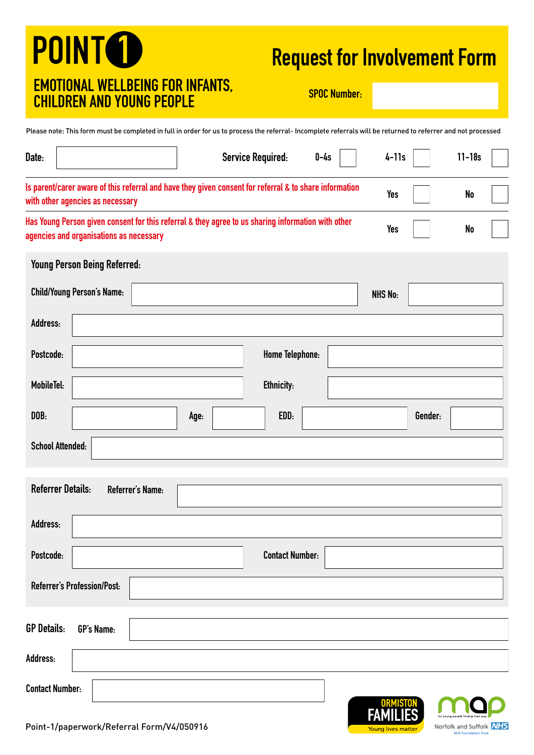# POINT 1

## EMOTIONAL WELLBEING FOR INFANTS, CHILDREN AND YOUNG PEOPLE

# Request for Involvement Form

**SPOC Number:**

Please note: This form must be completed in full in order for us to process the referral- Incomplete referrals will be returned to referrer and not processed

| Date: | | Service Required: | 0-4s ☐ | 4-11s ☐ | 11-18s ☐ |
|---|---|---|---|---|---|

| | | |
|---|---|---|
| Is parent/carer aware of this referral and have they given consent for referral & to share information with other agencies as necessary | Yes ☐ | No ☐ |
| Has Young Person given consent for this referral & they agree to us sharing information with other agencies and organisations as necessary | Yes ☐ | No ☐ |

### Young Person Being Referred:

| | | | | | | | |
|---|---|---|---|---|---|---|---|
| Child/Young Person's Name: | | | | | | NHS No: | |
| Address: | | | | | | | |
| Postcode: | | | | Home Telephone: | | | |
| MobileTel: | | | | Ethnicity: | | | |
| DOB: | | Age: | | EDD: | | Gender: | |
| School Attended: | | | | | | | |

### Referrer Details:

| | | | |
|---|---|---|---|
| Referrer's Name: | | | |
| Address: | | | |
| Postcode: | | Contact Number: | |
| Referrer's Profession/Post: | | | |

### GP Details:

| | |
|---|---|
| GP's Name: | |
| Address: | |
| Contact Number: | |

Point-1/paperwork/Referral Form/V4/050916

ORMISTON FAMILIES Young lives matter

map for young people finding their way

Norfolk and Suffolk NHS Foundation Trust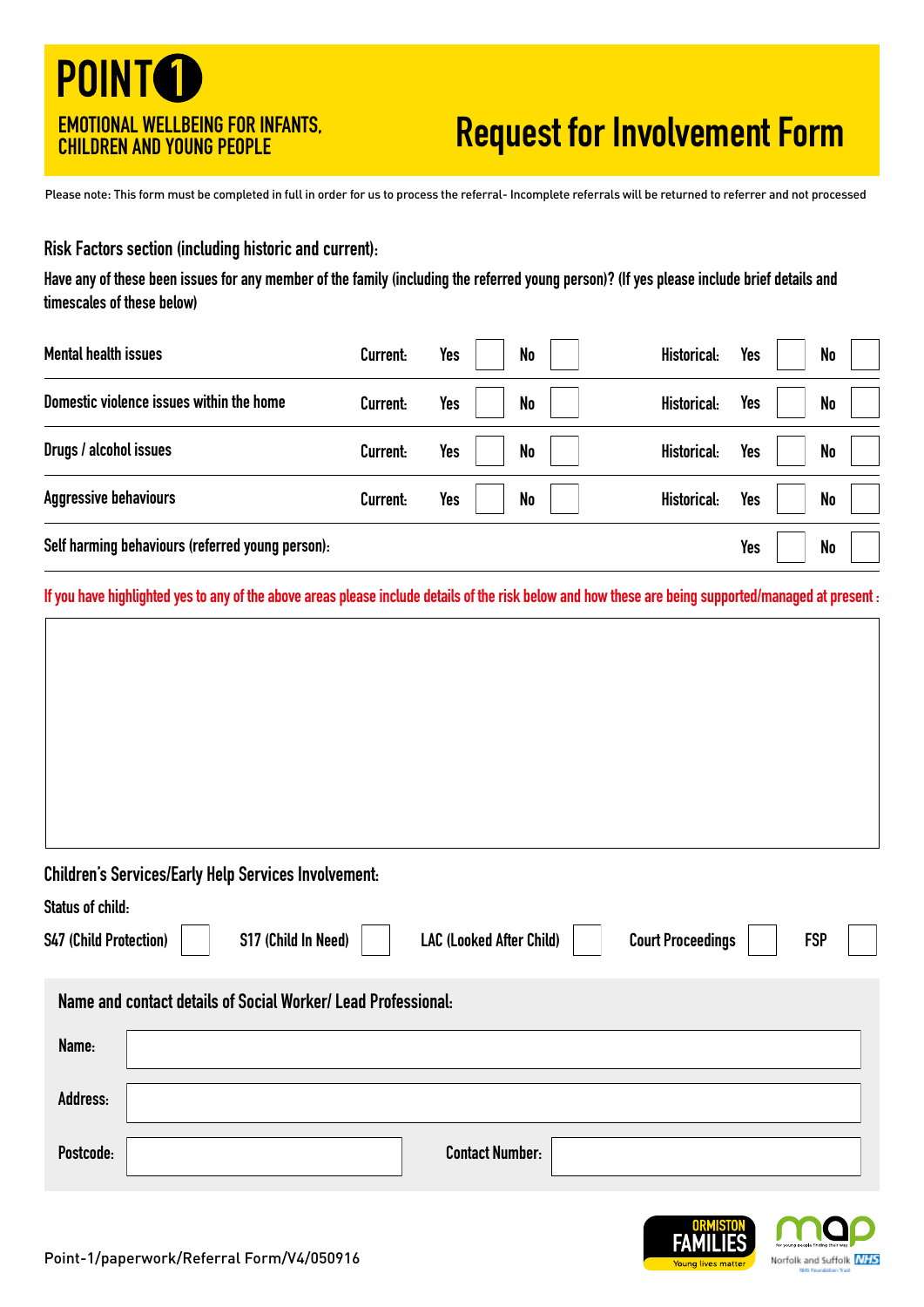# POINT 1

**EMOTIONAL WELLBEING FOR INFANTS, CHILDREN AND YOUNG PEOPLE**

# Request for Involvement Form

Please note: This form must be completed in full in order for us to process the referral- Incomplete referrals will be returned to referrer and not processed

## Risk Factors section (including historic and current):

**Have any of these been issues for any member of the family (including the referred young person)? (If yes please include brief details and timescales of these below)**

| | Current: | | Historical: | |
|---|---|---|---|---|
| Mental health issues | Yes ☐ | No ☐ | Yes ☐ | No ☐ |
| Domestic violence issues within the home | Yes ☐ | No ☐ | Yes ☐ | No ☐ |
| Drugs / alcohol issues | Yes ☐ | No ☐ | Yes ☐ | No ☐ |
| Aggressive behaviours | Yes ☐ | No ☐ | Yes ☐ | No ☐ |
| Self harming behaviours (referred young person): | | | Yes ☐ | No ☐ |

**If you have highlighted yes to any of the above areas please include details of the risk below and how these are being supported/managed at present :**

## Children's Services/Early Help Services Involvement:

**Status of child:**

S47 (Child Protection) ☐ S17 (Child In Need) ☐ LAC (Looked After Child) ☐ Court Proceedings ☐ FSP ☐

**Name and contact details of Social Worker/ Lead Professional:**

Name:

Address:

Postcode: Contact Number:

Point-1/paperwork/Referral Form/V4/050916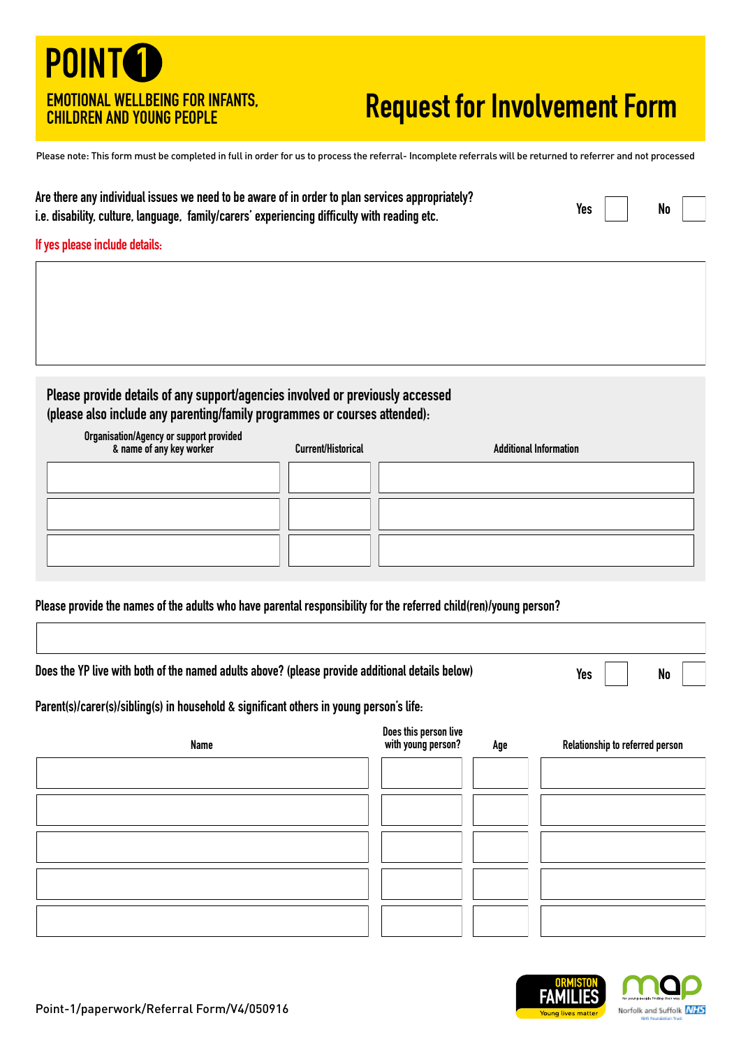# POINT 1

## EMOTIONAL WELLBEING FOR INFANTS, CHILDREN AND YOUNG PEOPLE

# Request for Involvement Form

Please note: This form must be completed in full in order for us to process the referral- Incomplete referrals will be returned to referrer and not processed

**Are there any individual issues we need to be aware of in order to plan services appropriately? i.e. disability, culture, language, family/carers' experiencing difficulty with reading etc.** Yes ☐ No ☐

If yes please include details:

&nbsp;

**Please provide details of any support/agencies involved or previously accessed (please also include any parenting/family programmes or courses attended):**

| Organisation/Agency or support provided & name of any key worker | Current/Historical | Additional Information |
|---|---|---|
| | | |
| | | |
| | | |

**Please provide the names of the adults who have parental responsibility for the referred child(ren)/young person?**

&nbsp;

**Does the YP live with both of the named adults above? (please provide additional details below)** Yes ☐ No ☐

**Parent(s)/carer(s)/sibling(s) in household & significant others in young person's life:**

| Name | Does this person live with young person? | Age | Relationship to referred person |
|---|---|---|---|
| | | | |
| | | | |
| | | | |
| | | | |
| | | | |

Point-1/paperwork/Referral Form/V4/050916

ORMISTON FAMILIES Young lives matter

map for young people finding their way

Norfolk and Suffolk NHS Foundation Trust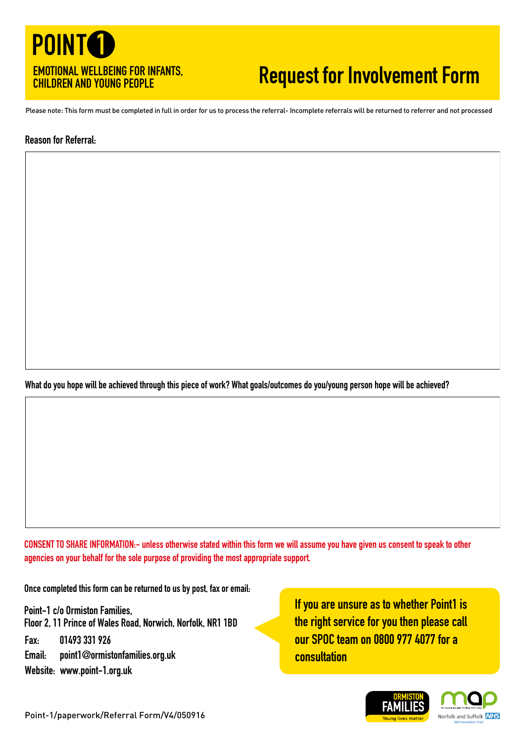# POINT 1

**EMOTIONAL WELLBEING FOR INFANTS, CHILDREN AND YOUNG PEOPLE**

# Request for Involvement Form

Please note: This form must be completed in full in order for us to process the referral- Incomplete referrals will be returned to referrer and not processed

**Reason for Referral:**

**What do you hope will be achieved through this piece of work? What goals/outcomes do you/young person hope will be achieved?**

**CONSENT TO SHARE INFORMATION:- unless otherwise stated within this form we will assume you have given us consent to speak to other agencies on your behalf for the sole purpose of providing the most appropriate support.**

**Once completed this form can be returned to us by post, fax or email:**

**Point-1 c/o Ormiston Families,**
**Floor 2, 11 Prince of Wales Road, Norwich, Norfolk, NR1 1BD**

**Fax:** 01493 331 926
**Email:** point1@ormistonfamilies.org.uk
**Website:** www.point-1.org.uk

**If you are unsure as to whether Point1 is the right service for you then please call our SPOC team on 0800 977 4077 for a consultation**

ORMISTON FAMILIES Young lives matter

map for young people finding their way — Norfolk and Suffolk NHS Foundation Trust

Point-1/paperwork/Referral Form/V4/050916